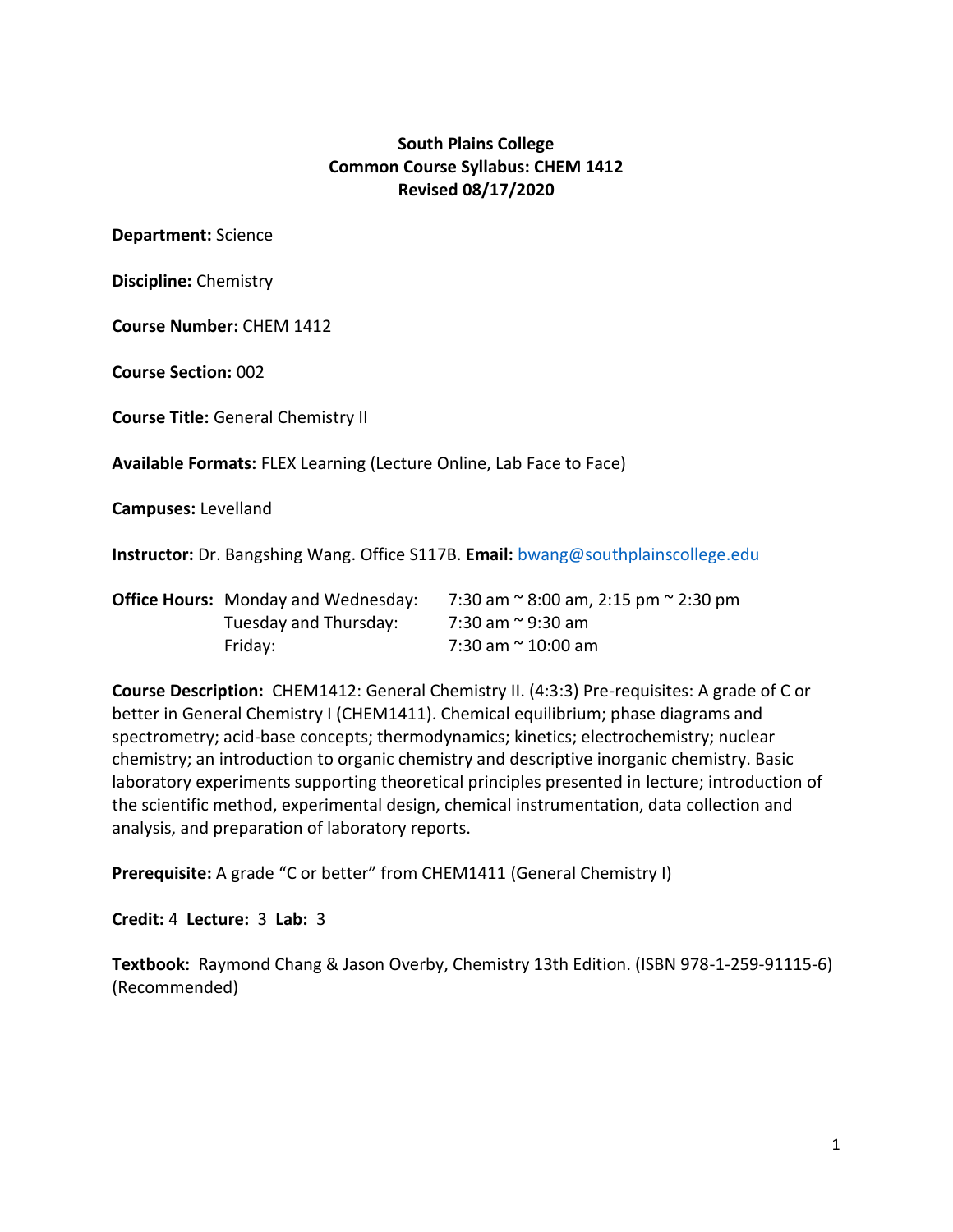**South Plains College**
**Common Course Syllabus: CHEM 1412**
**Revised 08/17/2020**

**Department:** Science

**Discipline:** Chemistry

**Course Number:** CHEM 1412

**Course Section:** 002

**Course Title:** General Chemistry II

**Available Formats:** FLEX Learning (Lecture Online, Lab Face to Face)

**Campuses:** Levelland

**Instructor:** Dr. Bangshing Wang. Office S117B. **Email:** bwang@southplainscollege.edu

**Office Hours:**

| | |
|---|---|
| Monday and Wednesday: | 7:30 am ~ 8:00 am, 2:15 pm ~ 2:30 pm |
| Tuesday and Thursday: | 7:30 am ~ 9:30 am |
| Friday: | 7:30 am ~ 10:00 am |

**Course Description:** CHEM1412: General Chemistry II. (4:3:3) Pre-requisites: A grade of C or better in General Chemistry I (CHEM1411). Chemical equilibrium; phase diagrams and spectrometry; acid-base concepts; thermodynamics; kinetics; electrochemistry; nuclear chemistry; an introduction to organic chemistry and descriptive inorganic chemistry. Basic laboratory experiments supporting theoretical principles presented in lecture; introduction of the scientific method, experimental design, chemical instrumentation, data collection and analysis, and preparation of laboratory reports.

**Prerequisite:** A grade "C or better" from CHEM1411 (General Chemistry I)

**Credit:** 4 **Lecture:** 3 **Lab:** 3

**Textbook:** Raymond Chang & Jason Overby, Chemistry 13th Edition. (ISBN 978-1-259-91115-6) (Recommended)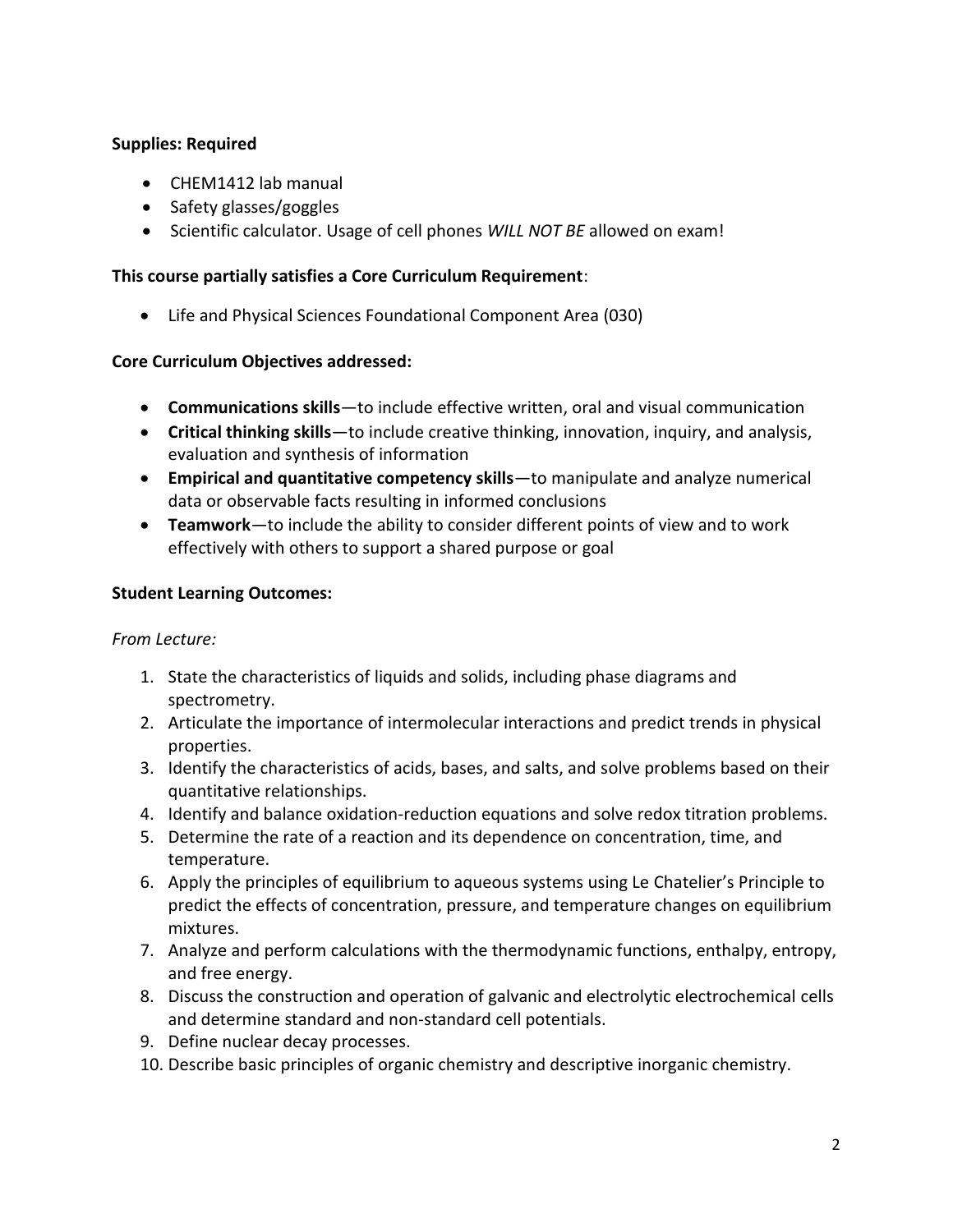**Supplies: Required**

- CHEM1412 lab manual
- Safety glasses/goggles
- Scientific calculator. Usage of cell phones *WILL NOT BE* allowed on exam!

**This course partially satisfies a Core Curriculum Requirement**:

- Life and Physical Sciences Foundational Component Area (030)

**Core Curriculum Objectives addressed:**

- **Communications skills**—to include effective written, oral and visual communication
- **Critical thinking skills**—to include creative thinking, innovation, inquiry, and analysis, evaluation and synthesis of information
- **Empirical and quantitative competency skills**—to manipulate and analyze numerical data or observable facts resulting in informed conclusions
- **Teamwork**—to include the ability to consider different points of view and to work effectively with others to support a shared purpose or goal

**Student Learning Outcomes:**

*From Lecture:*

1. State the characteristics of liquids and solids, including phase diagrams and spectrometry.
2. Articulate the importance of intermolecular interactions and predict trends in physical properties.
3. Identify the characteristics of acids, bases, and salts, and solve problems based on their quantitative relationships.
4. Identify and balance oxidation-reduction equations and solve redox titration problems.
5. Determine the rate of a reaction and its dependence on concentration, time, and temperature.
6. Apply the principles of equilibrium to aqueous systems using Le Chatelier's Principle to predict the effects of concentration, pressure, and temperature changes on equilibrium mixtures.
7. Analyze and perform calculations with the thermodynamic functions, enthalpy, entropy, and free energy.
8. Discuss the construction and operation of galvanic and electrolytic electrochemical cells and determine standard and non-standard cell potentials.
9. Define nuclear decay processes.
10. Describe basic principles of organic chemistry and descriptive inorganic chemistry.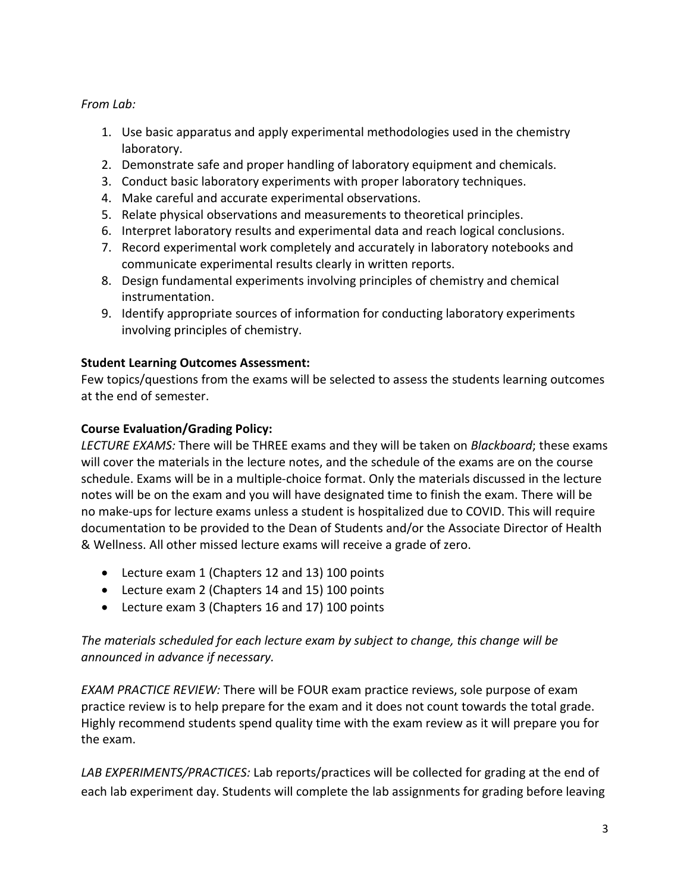*From Lab:*

1. Use basic apparatus and apply experimental methodologies used in the chemistry laboratory.
2. Demonstrate safe and proper handling of laboratory equipment and chemicals.
3. Conduct basic laboratory experiments with proper laboratory techniques.
4. Make careful and accurate experimental observations.
5. Relate physical observations and measurements to theoretical principles.
6. Interpret laboratory results and experimental data and reach logical conclusions.
7. Record experimental work completely and accurately in laboratory notebooks and communicate experimental results clearly in written reports.
8. Design fundamental experiments involving principles of chemistry and chemical instrumentation.
9. Identify appropriate sources of information for conducting laboratory experiments involving principles of chemistry.

**Student Learning Outcomes Assessment:**
Few topics/questions from the exams will be selected to assess the students learning outcomes at the end of semester.

**Course Evaluation/Grading Policy:**
*LECTURE EXAMS:* There will be THREE exams and they will be taken on *Blackboard*; these exams will cover the materials in the lecture notes, and the schedule of the exams are on the course schedule. Exams will be in a multiple-choice format. Only the materials discussed in the lecture notes will be on the exam and you will have designated time to finish the exam. There will be no make-ups for lecture exams unless a student is hospitalized due to COVID. This will require documentation to be provided to the Dean of Students and/or the Associate Director of Health & Wellness. All other missed lecture exams will receive a grade of zero.

- Lecture exam 1 (Chapters 12 and 13) 100 points
- Lecture exam 2 (Chapters 14 and 15) 100 points
- Lecture exam 3 (Chapters 16 and 17) 100 points

*The materials scheduled for each lecture exam by subject to change, this change will be announced in advance if necessary.*

*EXAM PRACTICE REVIEW:* There will be FOUR exam practice reviews, sole purpose of exam practice review is to help prepare for the exam and it does not count towards the total grade. Highly recommend students spend quality time with the exam review as it will prepare you for the exam.

*LAB EXPERIMENTS/PRACTICES:* Lab reports/practices will be collected for grading at the end of each lab experiment day. Students will complete the lab assignments for grading before leaving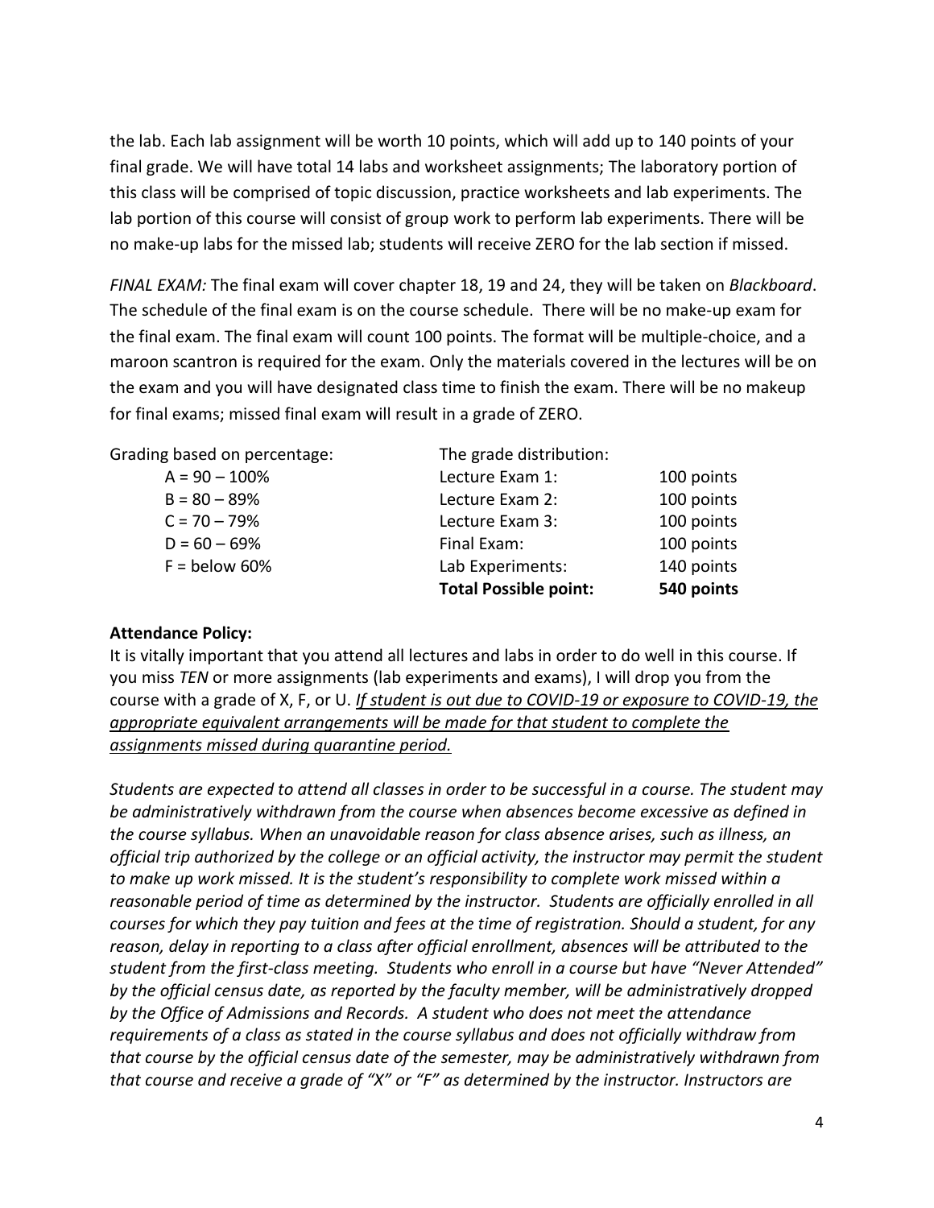the lab. Each lab assignment will be worth 10 points, which will add up to 140 points of your final grade. We will have total 14 labs and worksheet assignments; The laboratory portion of this class will be comprised of topic discussion, practice worksheets and lab experiments. The lab portion of this course will consist of group work to perform lab experiments. There will be no make-up labs for the missed lab; students will receive ZERO for the lab section if missed.

*FINAL EXAM:* The final exam will cover chapter 18, 19 and 24, they will be taken on *Blackboard*. The schedule of the final exam is on the course schedule. There will be no make-up exam for the final exam. The final exam will count 100 points. The format will be multiple-choice, and a maroon scantron is required for the exam. Only the materials covered in the lectures will be on the exam and you will have designated class time to finish the exam. There will be no makeup for final exams; missed final exam will result in a grade of ZERO.

| Grading based on percentage: | The grade distribution: | |
|---|---|---|
| A = 90 – 100% | Lecture Exam 1: | 100 points |
| B = 80 – 89% | Lecture Exam 2: | 100 points |
| C = 70 – 79% | Lecture Exam 3: | 100 points |
| D = 60 – 69% | Final Exam: | 100 points |
| F = below 60% | Lab Experiments: | 140 points |
| | **Total Possible point:** | **540 points** |

**Attendance Policy:**

It is vitally important that you attend all lectures and labs in order to do well in this course. If you miss *TEN* or more assignments (lab experiments and exams), I will drop you from the course with a grade of X, F, or U. *If student is out due to COVID-19 or exposure to COVID-19, the appropriate equivalent arrangements will be made for that student to complete the assignments missed during quarantine period.*

*Students are expected to attend all classes in order to be successful in a course. The student may be administratively withdrawn from the course when absences become excessive as defined in the course syllabus. When an unavoidable reason for class absence arises, such as illness, an official trip authorized by the college or an official activity, the instructor may permit the student to make up work missed. It is the student's responsibility to complete work missed within a reasonable period of time as determined by the instructor. Students are officially enrolled in all courses for which they pay tuition and fees at the time of registration. Should a student, for any reason, delay in reporting to a class after official enrollment, absences will be attributed to the student from the first-class meeting. Students who enroll in a course but have "Never Attended" by the official census date, as reported by the faculty member, will be administratively dropped by the Office of Admissions and Records. A student who does not meet the attendance requirements of a class as stated in the course syllabus and does not officially withdraw from that course by the official census date of the semester, may be administratively withdrawn from that course and receive a grade of "X" or "F" as determined by the instructor. Instructors are*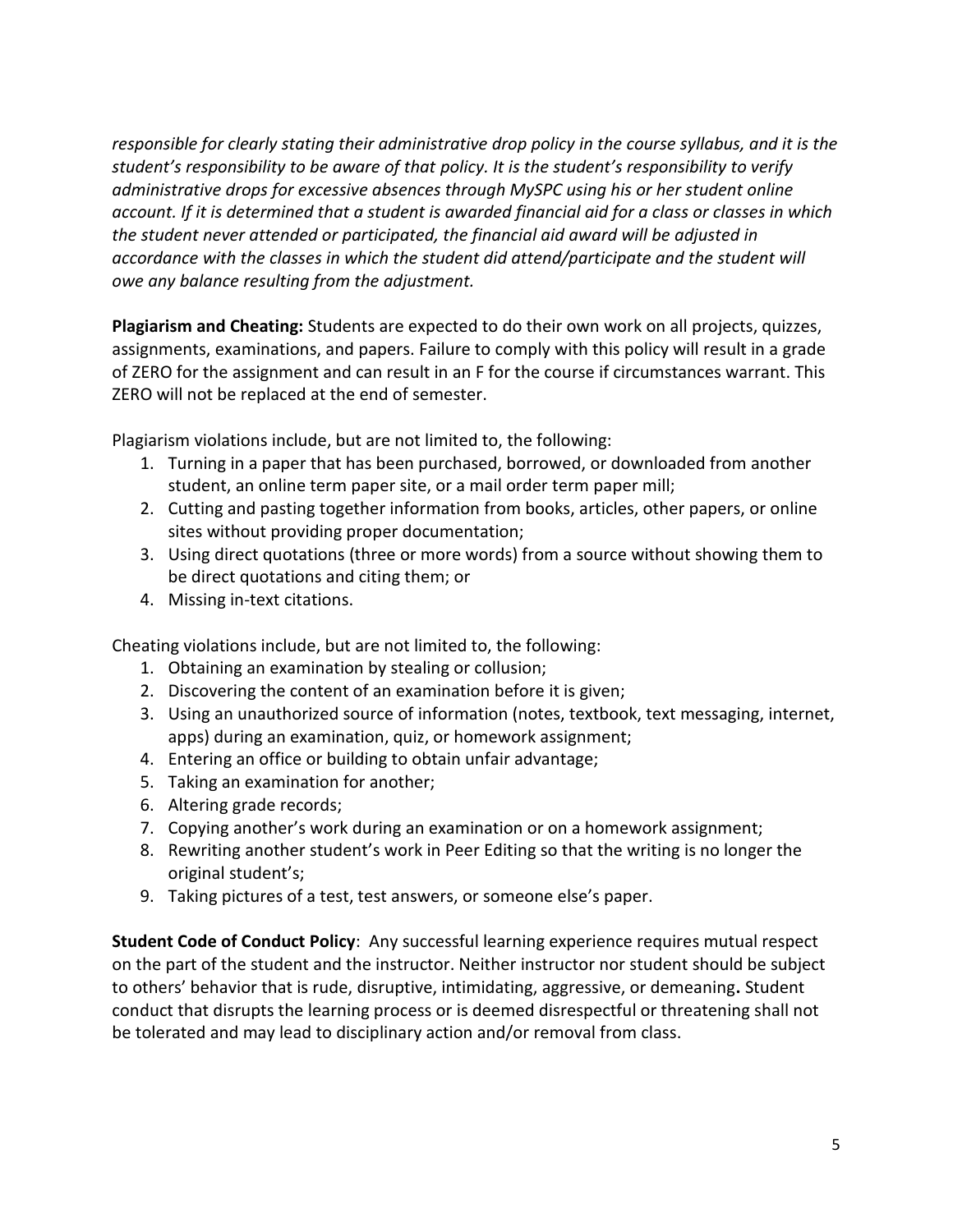*responsible for clearly stating their administrative drop policy in the course syllabus, and it is the student's responsibility to be aware of that policy. It is the student's responsibility to verify administrative drops for excessive absences through MySPC using his or her student online account. If it is determined that a student is awarded financial aid for a class or classes in which the student never attended or participated, the financial aid award will be adjusted in accordance with the classes in which the student did attend/participate and the student will owe any balance resulting from the adjustment.*

**Plagiarism and Cheating:** Students are expected to do their own work on all projects, quizzes, assignments, examinations, and papers. Failure to comply with this policy will result in a grade of ZERO for the assignment and can result in an F for the course if circumstances warrant. This ZERO will not be replaced at the end of semester.

Plagiarism violations include, but are not limited to, the following:

1. Turning in a paper that has been purchased, borrowed, or downloaded from another student, an online term paper site, or a mail order term paper mill;
2. Cutting and pasting together information from books, articles, other papers, or online sites without providing proper documentation;
3. Using direct quotations (three or more words) from a source without showing them to be direct quotations and citing them; or
4. Missing in-text citations.

Cheating violations include, but are not limited to, the following:

1. Obtaining an examination by stealing or collusion;
2. Discovering the content of an examination before it is given;
3. Using an unauthorized source of information (notes, textbook, text messaging, internet, apps) during an examination, quiz, or homework assignment;
4. Entering an office or building to obtain unfair advantage;
5. Taking an examination for another;
6. Altering grade records;
7. Copying another's work during an examination or on a homework assignment;
8. Rewriting another student's work in Peer Editing so that the writing is no longer the original student's;
9. Taking pictures of a test, test answers, or someone else's paper.

**Student Code of Conduct Policy**: Any successful learning experience requires mutual respect on the part of the student and the instructor. Neither instructor nor student should be subject to others' behavior that is rude, disruptive, intimidating, aggressive, or demeaning**.** Student conduct that disrupts the learning process or is deemed disrespectful or threatening shall not be tolerated and may lead to disciplinary action and/or removal from class.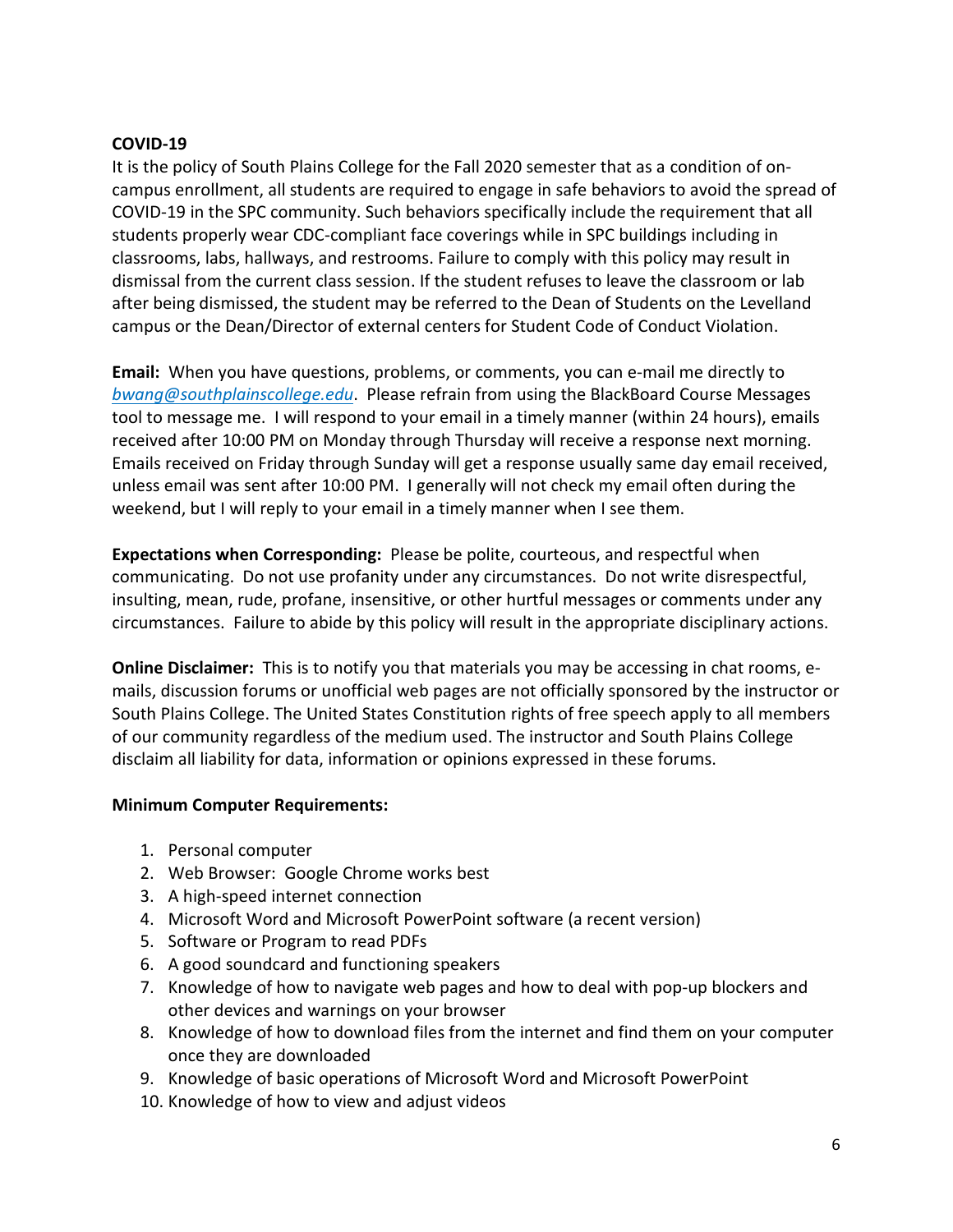**COVID-19**

It is the policy of South Plains College for the Fall 2020 semester that as a condition of on-campus enrollment, all students are required to engage in safe behaviors to avoid the spread of COVID-19 in the SPC community. Such behaviors specifically include the requirement that all students properly wear CDC-compliant face coverings while in SPC buildings including in classrooms, labs, hallways, and restrooms. Failure to comply with this policy may result in dismissal from the current class session. If the student refuses to leave the classroom or lab after being dismissed, the student may be referred to the Dean of Students on the Levelland campus or the Dean/Director of external centers for Student Code of Conduct Violation.

**Email:** When you have questions, problems, or comments, you can e-mail me directly to *bwang@southplainscollege.edu*. Please refrain from using the BlackBoard Course Messages tool to message me. I will respond to your email in a timely manner (within 24 hours), emails received after 10:00 PM on Monday through Thursday will receive a response next morning. Emails received on Friday through Sunday will get a response usually same day email received, unless email was sent after 10:00 PM. I generally will not check my email often during the weekend, but I will reply to your email in a timely manner when I see them.

**Expectations when Corresponding:** Please be polite, courteous, and respectful when communicating. Do not use profanity under any circumstances. Do not write disrespectful, insulting, mean, rude, profane, insensitive, or other hurtful messages or comments under any circumstances. Failure to abide by this policy will result in the appropriate disciplinary actions.

**Online Disclaimer:** This is to notify you that materials you may be accessing in chat rooms, e-mails, discussion forums or unofficial web pages are not officially sponsored by the instructor or South Plains College. The United States Constitution rights of free speech apply to all members of our community regardless of the medium used. The instructor and South Plains College disclaim all liability for data, information or opinions expressed in these forums.

**Minimum Computer Requirements:**

1. Personal computer
2. Web Browser: Google Chrome works best
3. A high-speed internet connection
4. Microsoft Word and Microsoft PowerPoint software (a recent version)
5. Software or Program to read PDFs
6. A good soundcard and functioning speakers
7. Knowledge of how to navigate web pages and how to deal with pop-up blockers and other devices and warnings on your browser
8. Knowledge of how to download files from the internet and find them on your computer once they are downloaded
9. Knowledge of basic operations of Microsoft Word and Microsoft PowerPoint
10. Knowledge of how to view and adjust videos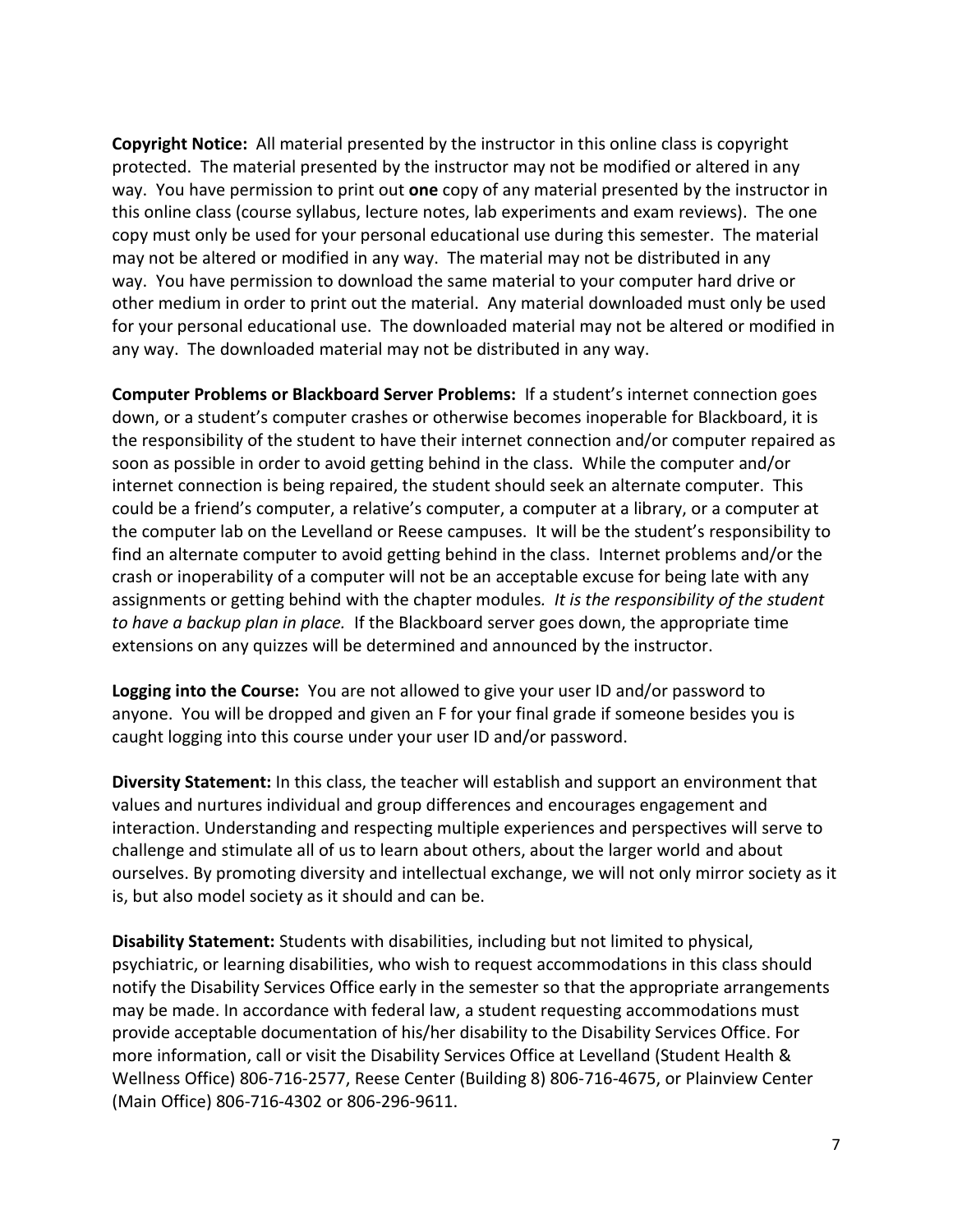**Copyright Notice:** All material presented by the instructor in this online class is copyright protected. The material presented by the instructor may not be modified or altered in any way. You have permission to print out **one** copy of any material presented by the instructor in this online class (course syllabus, lecture notes, lab experiments and exam reviews). The one copy must only be used for your personal educational use during this semester. The material may not be altered or modified in any way. The material may not be distributed in any way. You have permission to download the same material to your computer hard drive or other medium in order to print out the material. Any material downloaded must only be used for your personal educational use. The downloaded material may not be altered or modified in any way. The downloaded material may not be distributed in any way.

**Computer Problems or Blackboard Server Problems:** If a student's internet connection goes down, or a student's computer crashes or otherwise becomes inoperable for Blackboard, it is the responsibility of the student to have their internet connection and/or computer repaired as soon as possible in order to avoid getting behind in the class. While the computer and/or internet connection is being repaired, the student should seek an alternate computer. This could be a friend's computer, a relative's computer, a computer at a library, or a computer at the computer lab on the Levelland or Reese campuses. It will be the student's responsibility to find an alternate computer to avoid getting behind in the class. Internet problems and/or the crash or inoperability of a computer will not be an acceptable excuse for being late with any assignments or getting behind with the chapter modules. *It is the responsibility of the student to have a backup plan in place.* If the Blackboard server goes down, the appropriate time extensions on any quizzes will be determined and announced by the instructor.

**Logging into the Course:** You are not allowed to give your user ID and/or password to anyone. You will be dropped and given an F for your final grade if someone besides you is caught logging into this course under your user ID and/or password.

**Diversity Statement:** In this class, the teacher will establish and support an environment that values and nurtures individual and group differences and encourages engagement and interaction. Understanding and respecting multiple experiences and perspectives will serve to challenge and stimulate all of us to learn about others, about the larger world and about ourselves. By promoting diversity and intellectual exchange, we will not only mirror society as it is, but also model society as it should and can be.

**Disability Statement:** Students with disabilities, including but not limited to physical, psychiatric, or learning disabilities, who wish to request accommodations in this class should notify the Disability Services Office early in the semester so that the appropriate arrangements may be made. In accordance with federal law, a student requesting accommodations must provide acceptable documentation of his/her disability to the Disability Services Office. For more information, call or visit the Disability Services Office at Levelland (Student Health & Wellness Office) 806-716-2577, Reese Center (Building 8) 806-716-4675, or Plainview Center (Main Office) 806-716-4302 or 806-296-9611.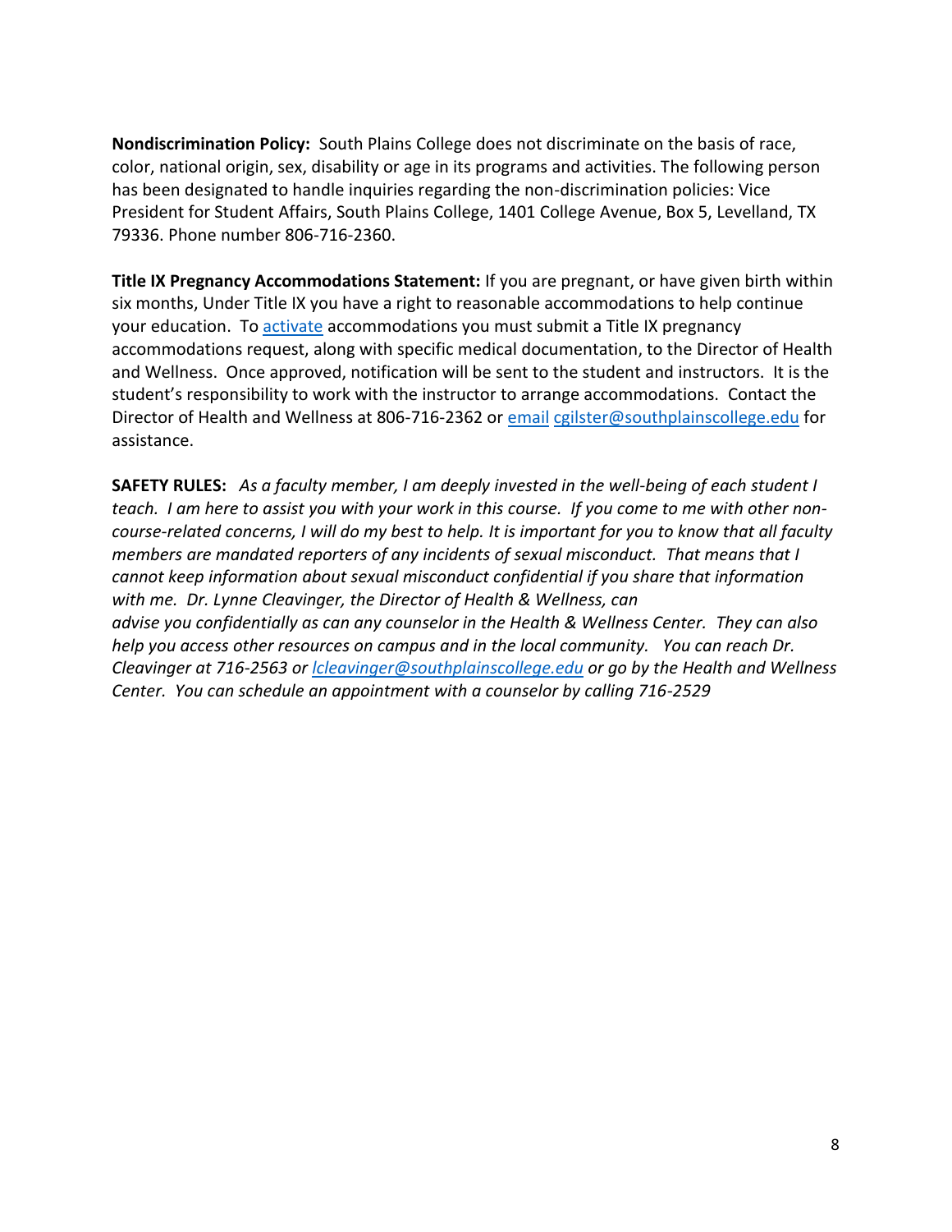**Nondiscrimination Policy:** South Plains College does not discriminate on the basis of race, color, national origin, sex, disability or age in its programs and activities. The following person has been designated to handle inquiries regarding the non-discrimination policies: Vice President for Student Affairs, South Plains College, 1401 College Avenue, Box 5, Levelland, TX 79336. Phone number 806-716-2360.

**Title IX Pregnancy Accommodations Statement:** If you are pregnant, or have given birth within six months, Under Title IX you have a right to reasonable accommodations to help continue your education. To activate accommodations you must submit a Title IX pregnancy accommodations request, along with specific medical documentation, to the Director of Health and Wellness. Once approved, notification will be sent to the student and instructors. It is the student's responsibility to work with the instructor to arrange accommodations. Contact the Director of Health and Wellness at 806-716-2362 or email cgilster@southplainscollege.edu for assistance.

**SAFETY RULES:** *As a faculty member, I am deeply invested in the well-being of each student I teach. I am here to assist you with your work in this course. If you come to me with other non-course-related concerns, I will do my best to help. It is important for you to know that all faculty members are mandated reporters of any incidents of sexual misconduct. That means that I cannot keep information about sexual misconduct confidential if you share that information with me. Dr. Lynne Cleavinger, the Director of Health & Wellness, can advise you confidentially as can any counselor in the Health & Wellness Center. They can also help you access other resources on campus and in the local community. You can reach Dr. Cleavinger at 716-2563 or lcleavinger@southplainscollege.edu or go by the Health and Wellness Center. You can schedule an appointment with a counselor by calling 716-2529*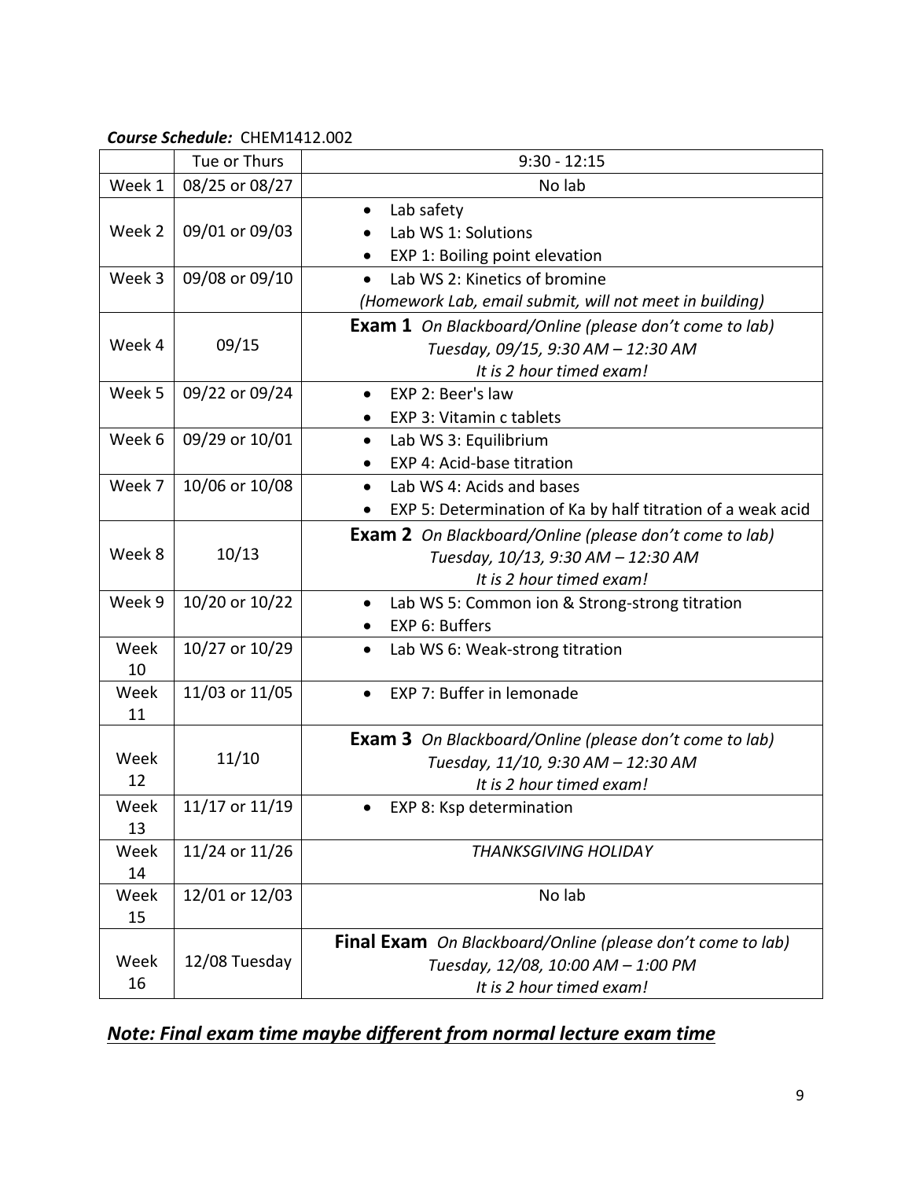***Course Schedule:*** CHEM1412.002

| | Tue or Thurs | 9:30 - 12:15 |
|---|---|---|
| Week 1 | 08/25 or 08/27 | No lab |
| Week 2 | 09/01 or 09/03 | • Lab safety<br>• Lab WS 1: Solutions<br>• EXP 1: Boiling point elevation |
| Week 3 | 09/08 or 09/10 | • Lab WS 2: Kinetics of bromine<br>*(Homework Lab, email submit, will not meet in building)* |
| Week 4 | 09/15 | **Exam 1** *On Blackboard/Online (please don't come to lab)*<br>*Tuesday, 09/15, 9:30 AM – 12:30 AM*<br>*It is 2 hour timed exam!* |
| Week 5 | 09/22 or 09/24 | • EXP 2: Beer's law<br>• EXP 3: Vitamin c tablets |
| Week 6 | 09/29 or 10/01 | • Lab WS 3: Equilibrium<br>• EXP 4: Acid-base titration |
| Week 7 | 10/06 or 10/08 | • Lab WS 4: Acids and bases<br>• EXP 5: Determination of Ka by half titration of a weak acid |
| Week 8 | 10/13 | **Exam 2** *On Blackboard/Online (please don't come to lab)*<br>*Tuesday, 10/13, 9:30 AM – 12:30 AM*<br>*It is 2 hour timed exam!* |
| Week 9 | 10/20 or 10/22 | • Lab WS 5: Common ion & Strong-strong titration<br>• EXP 6: Buffers |
| Week 10 | 10/27 or 10/29 | • Lab WS 6: Weak-strong titration |
| Week 11 | 11/03 or 11/05 | • EXP 7: Buffer in lemonade |
| Week 12 | 11/10 | **Exam 3** *On Blackboard/Online (please don't come to lab)*<br>*Tuesday, 11/10, 9:30 AM – 12:30 AM*<br>*It is 2 hour timed exam!* |
| Week 13 | 11/17 or 11/19 | • EXP 8: Ksp determination |
| Week 14 | 11/24 or 11/26 | *THANKSGIVING HOLIDAY* |
| Week 15 | 12/01 or 12/03 | No lab |
| Week 16 | 12/08 Tuesday | **Final Exam** *On Blackboard/Online (please don't come to lab)*<br>*Tuesday, 12/08, 10:00 AM – 1:00 PM*<br>*It is 2 hour timed exam!* |

***Note: Final exam time maybe different from normal lecture exam time***